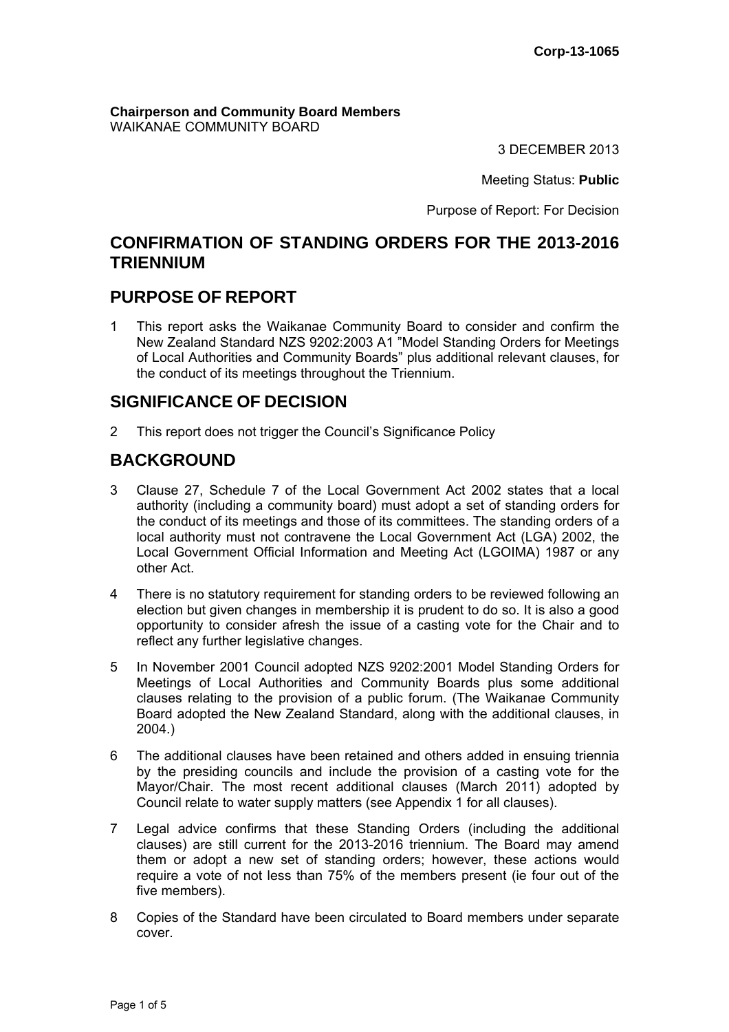Corp-13-1065

**Chairperson and Community Board Members**
WAIKANAE COMMUNITY BOARD

3 DECEMBER 2013

Meeting Status: **Public**

Purpose of Report: For Decision

# CONFIRMATION OF STANDING ORDERS FOR THE 2013-2016 TRIENNIUM

## PURPOSE OF REPORT

1 This report asks the Waikanae Community Board to consider and confirm the New Zealand Standard NZS 9202:2003 A1 "Model Standing Orders for Meetings of Local Authorities and Community Boards" plus additional relevant clauses, for the conduct of its meetings throughout the Triennium.

## SIGNIFICANCE OF DECISION

2 This report does not trigger the Council's Significance Policy

## BACKGROUND

3 Clause 27, Schedule 7 of the Local Government Act 2002 states that a local authority (including a community board) must adopt a set of standing orders for the conduct of its meetings and those of its committees. The standing orders of a local authority must not contravene the Local Government Act (LGA) 2002, the Local Government Official Information and Meeting Act (LGOIMA) 1987 or any other Act.

4 There is no statutory requirement for standing orders to be reviewed following an election but given changes in membership it is prudent to do so. It is also a good opportunity to consider afresh the issue of a casting vote for the Chair and to reflect any further legislative changes.

5 In November 2001 Council adopted NZS 9202:2001 Model Standing Orders for Meetings of Local Authorities and Community Boards plus some additional clauses relating to the provision of a public forum. (The Waikanae Community Board adopted the New Zealand Standard, along with the additional clauses, in 2004.)

6 The additional clauses have been retained and others added in ensuing triennia by the presiding councils and include the provision of a casting vote for the Mayor/Chair. The most recent additional clauses (March 2011) adopted by Council relate to water supply matters (see Appendix 1 for all clauses).

7 Legal advice confirms that these Standing Orders (including the additional clauses) are still current for the 2013-2016 triennium. The Board may amend them or adopt a new set of standing orders; however, these actions would require a vote of not less than 75% of the members present (ie four out of the five members).

8 Copies of the Standard have been circulated to Board members under separate cover.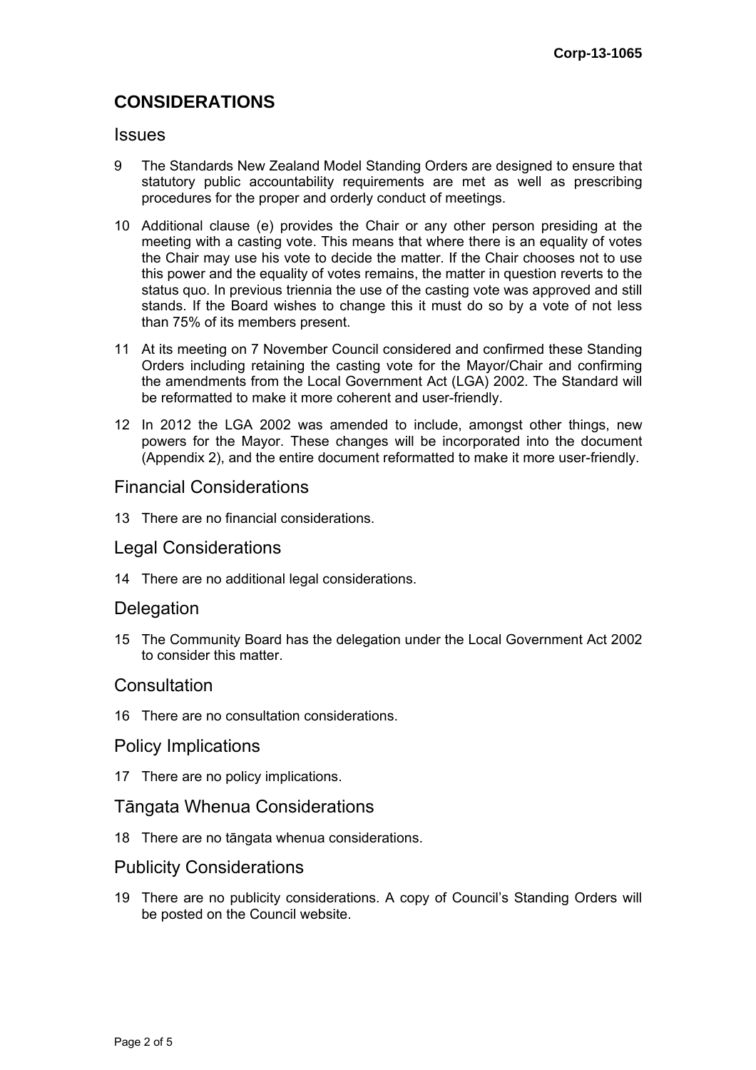## CONSIDERATIONS

### Issues

9 The Standards New Zealand Model Standing Orders are designed to ensure that statutory public accountability requirements are met as well as prescribing procedures for the proper and orderly conduct of meetings.

10 Additional clause (e) provides the Chair or any other person presiding at the meeting with a casting vote. This means that where there is an equality of votes the Chair may use his vote to decide the matter. If the Chair chooses not to use this power and the equality of votes remains, the matter in question reverts to the status quo. In previous triennia the use of the casting vote was approved and still stands. If the Board wishes to change this it must do so by a vote of not less than 75% of its members present.

11 At its meeting on 7 November Council considered and confirmed these Standing Orders including retaining the casting vote for the Mayor/Chair and confirming the amendments from the Local Government Act (LGA) 2002. The Standard will be reformatted to make it more coherent and user-friendly.

12 In 2012 the LGA 2002 was amended to include, amongst other things, new powers for the Mayor. These changes will be incorporated into the document (Appendix 2), and the entire document reformatted to make it more user-friendly.

### Financial Considerations

13 There are no financial considerations.

### Legal Considerations

14 There are no additional legal considerations.

### Delegation

15 The Community Board has the delegation under the Local Government Act 2002 to consider this matter.

### Consultation

16 There are no consultation considerations.

### Policy Implications

17 There are no policy implications.

### Tāngata Whenua Considerations

18 There are no tāngata whenua considerations.

### Publicity Considerations

19 There are no publicity considerations. A copy of Council's Standing Orders will be posted on the Council website.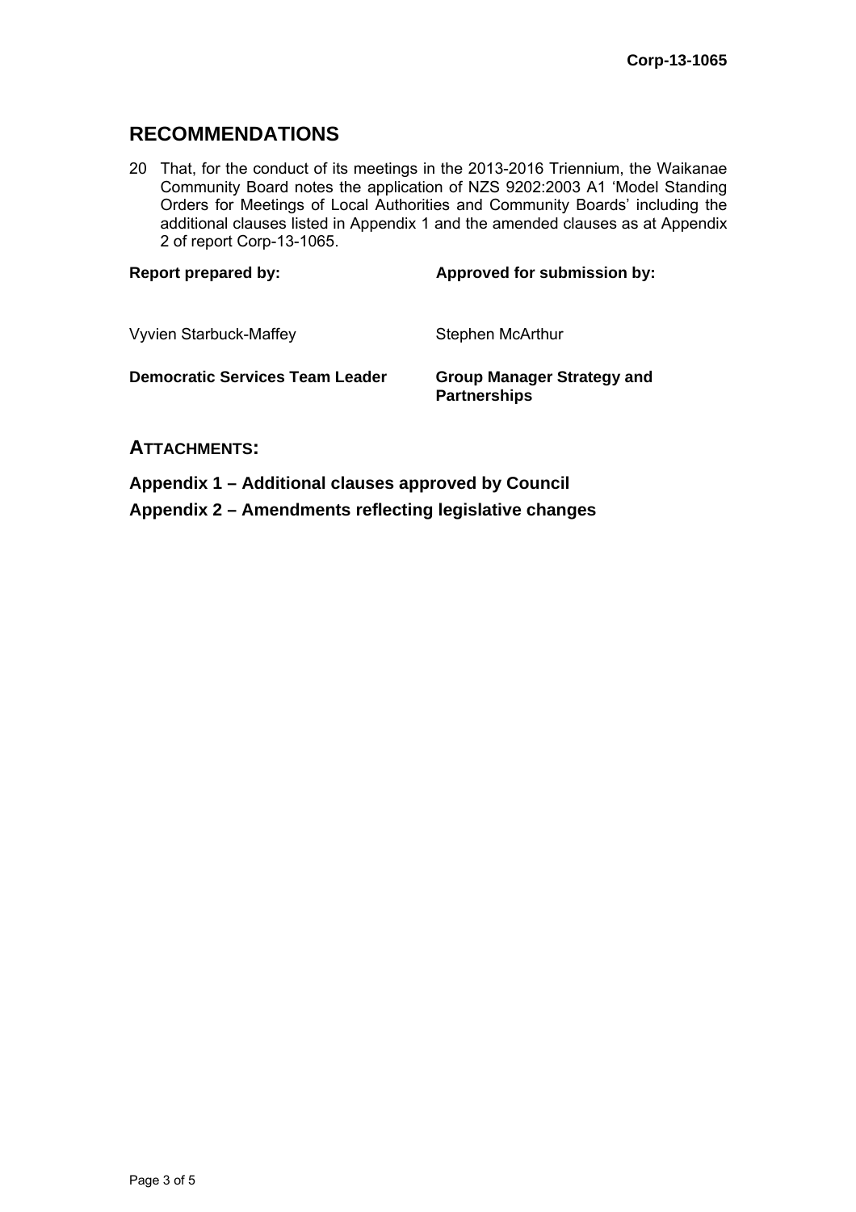## RECOMMENDATIONS

20 That, for the conduct of its meetings in the 2013-2016 Triennium, the Waikanae Community Board notes the application of NZS 9202:2003 A1 'Model Standing Orders for Meetings of Local Authorities and Community Boards' including the additional clauses listed in Appendix 1 and the amended clauses as at Appendix 2 of report Corp-13-1065.

| **Report prepared by:** | **Approved for submission by:** |
|---|---|
| Vyvien Starbuck-Maffey | Stephen McArthur |
| **Democratic Services Team Leader** | **Group Manager Strategy and Partnerships** |

### ATTACHMENTS:

**Appendix 1 – Additional clauses approved by Council**

**Appendix 2 – Amendments reflecting legislative changes**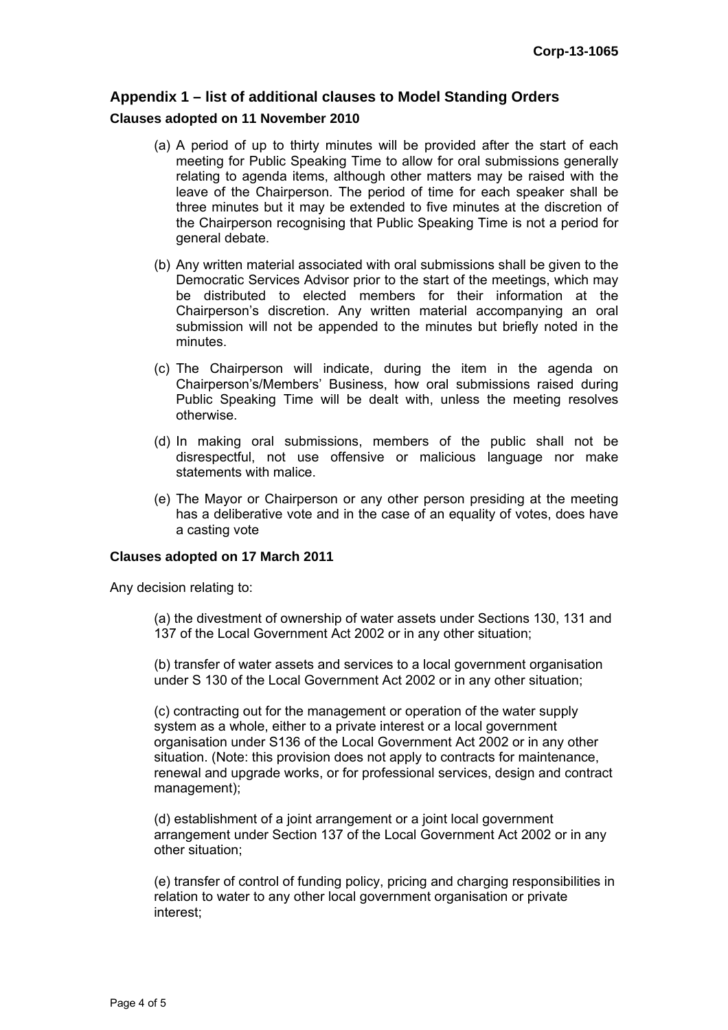## Appendix 1 – list of additional clauses to Model Standing Orders

### Clauses adopted on 11 November 2010

(a) A period of up to thirty minutes will be provided after the start of each meeting for Public Speaking Time to allow for oral submissions generally relating to agenda items, although other matters may be raised with the leave of the Chairperson. The period of time for each speaker shall be three minutes but it may be extended to five minutes at the discretion of the Chairperson recognising that Public Speaking Time is not a period for general debate.

(b) Any written material associated with oral submissions shall be given to the Democratic Services Advisor prior to the start of the meetings, which may be distributed to elected members for their information at the Chairperson's discretion. Any written material accompanying an oral submission will not be appended to the minutes but briefly noted in the minutes.

(c) The Chairperson will indicate, during the item in the agenda on Chairperson's/Members' Business, how oral submissions raised during Public Speaking Time will be dealt with, unless the meeting resolves otherwise.

(d) In making oral submissions, members of the public shall not be disrespectful, not use offensive or malicious language nor make statements with malice.

(e) The Mayor or Chairperson or any other person presiding at the meeting has a deliberative vote and in the case of an equality of votes, does have a casting vote

### Clauses adopted on 17 March 2011

Any decision relating to:

(a) the divestment of ownership of water assets under Sections 130, 131 and 137 of the Local Government Act 2002 or in any other situation;

(b) transfer of water assets and services to a local government organisation under S 130 of the Local Government Act 2002 or in any other situation;

(c) contracting out for the management or operation of the water supply system as a whole, either to a private interest or a local government organisation under S136 of the Local Government Act 2002 or in any other situation. (Note: this provision does not apply to contracts for maintenance, renewal and upgrade works, or for professional services, design and contract management);

(d) establishment of a joint arrangement or a joint local government arrangement under Section 137 of the Local Government Act 2002 or in any other situation;

(e) transfer of control of funding policy, pricing and charging responsibilities in relation to water to any other local government organisation or private interest;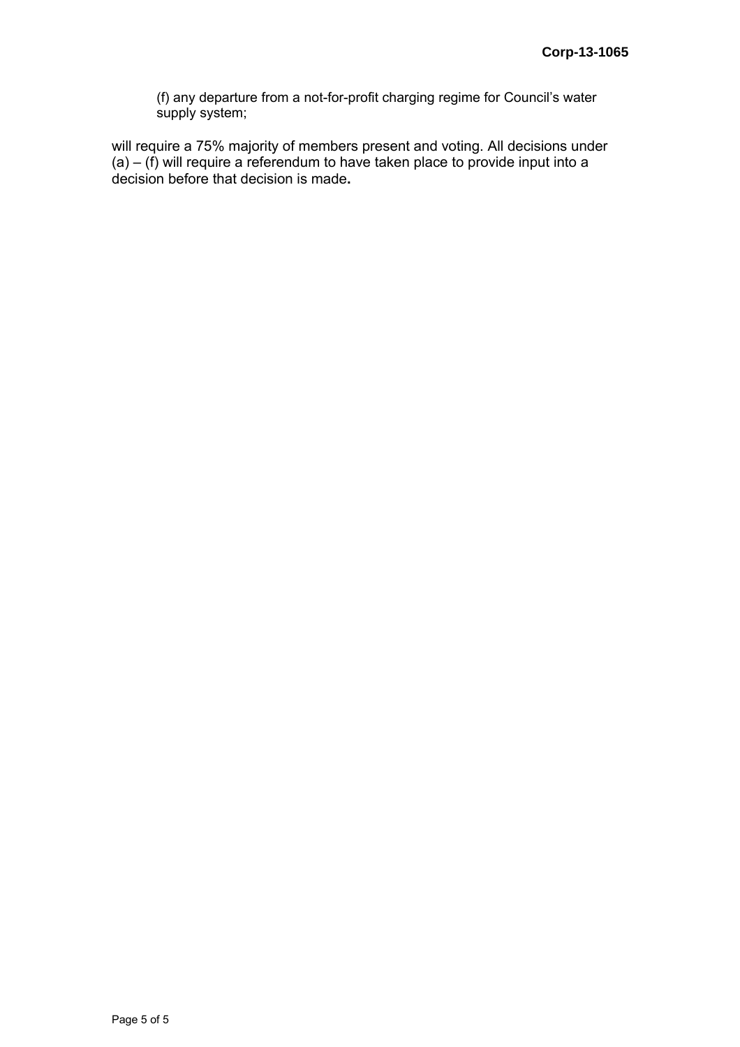(f) any departure from a not-for-profit charging regime for Council's water supply system;

will require a 75% majority of members present and voting. All decisions under (a) – (f) will require a referendum to have taken place to provide input into a decision before that decision is made**.**